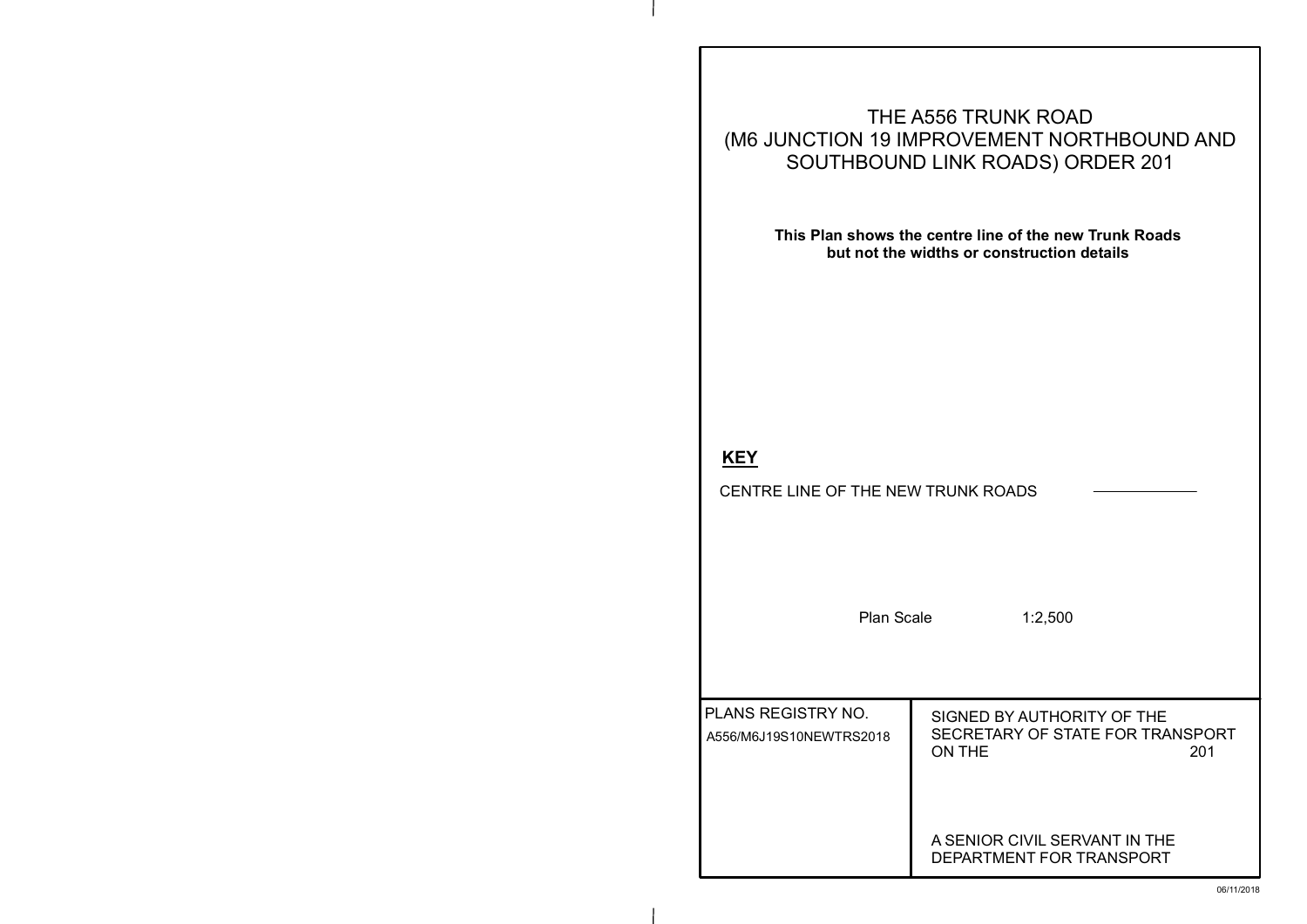# THE A556 TRUNK ROAD (M6 JUNCTION 19 IMPROVEMENT NORTHBOUND AND SOUTHBOUND LINK ROADS) ORDER 201

**This Plan shows the centre line of the new Trunk Roads but not the widths or construction details**

**KEY**

CENTRE LINE OF THE NEW TRUNK ROADS ————————

Plan Scale 1:2,500

| PLANS REGISTRY NO. | SIGNED BY AUTHORITY OF THE SECRETARY OF STATE FOR TRANSPORT ON THE 201 |
|---|---|
| A556/M6J19S10NEWTRS2018 | A SENIOR CIVIL SERVANT IN THE DEPARTMENT FOR TRANSPORT |

06/11/2018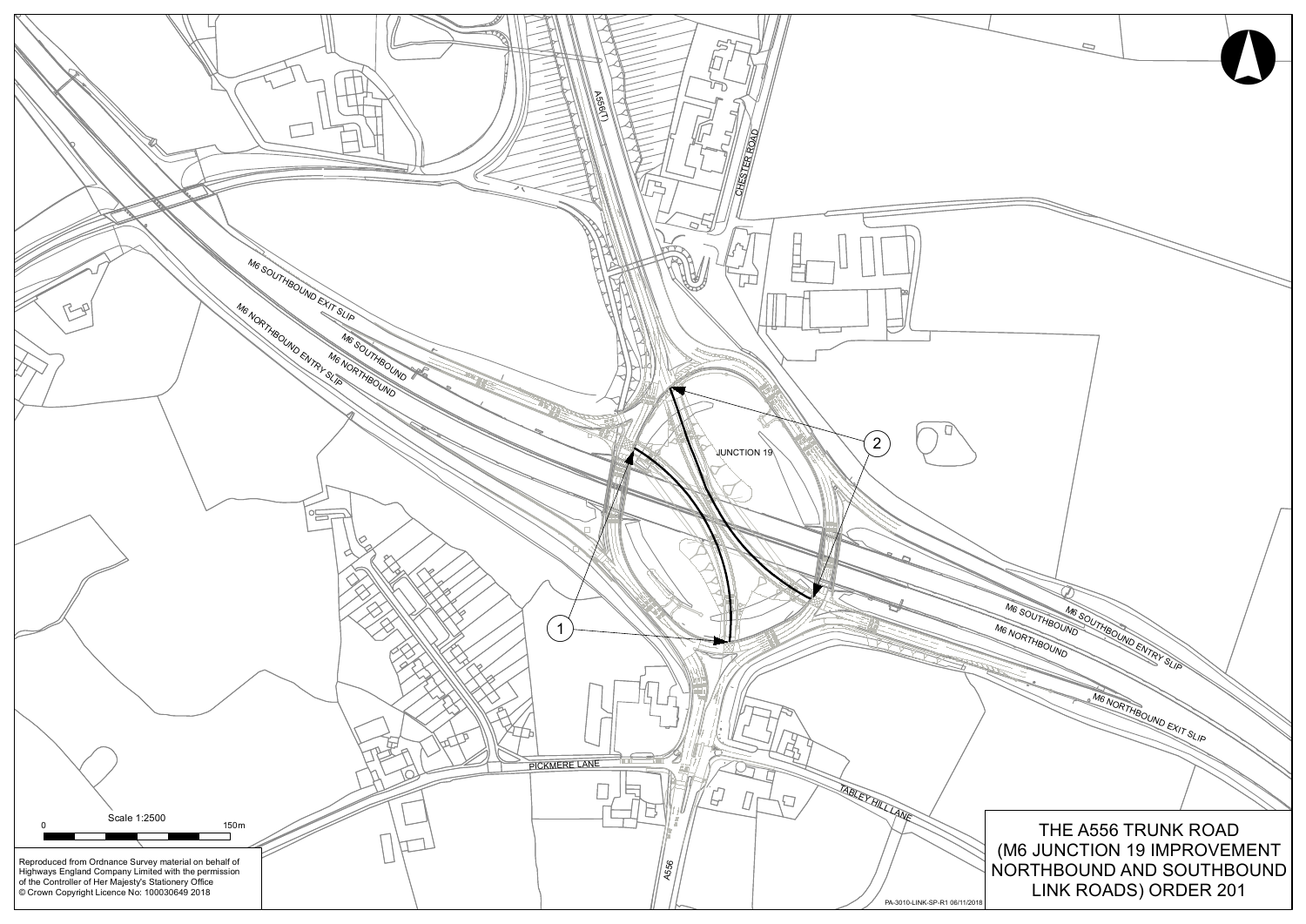M6 SOUTHBOUND EXIT SLIP

M6 SOUTHBOUND

M6 NORTHBOUND

M6 NORTHBOUND ENTRY SLIP

A556(T)

CHESTER ROAD

JUNCTION 19

1

2

M6 SOUTHBOUND

M6 NORTHBOUND

M6 SOUTHBOUND ENTRY SLIP

M6 NORTHBOUND EXIT SLIP

PICKMERE LANE

TABLEY HILL LANE

A556

Scale 1:2500

0

150m

Reproduced from Ordnance Survey material on behalf of Highways England Company Limited with the permission of the Controller of Her Majesty's Stationery Office © Crown Copyright Licence No: 100030649 2018

PA-3010-LINK-SP-R1 06/11/2018

THE A556 TRUNK ROAD (M6 JUNCTION 19 IMPROVEMENT NORTHBOUND AND SOUTHBOUND LINK ROADS) ORDER 201